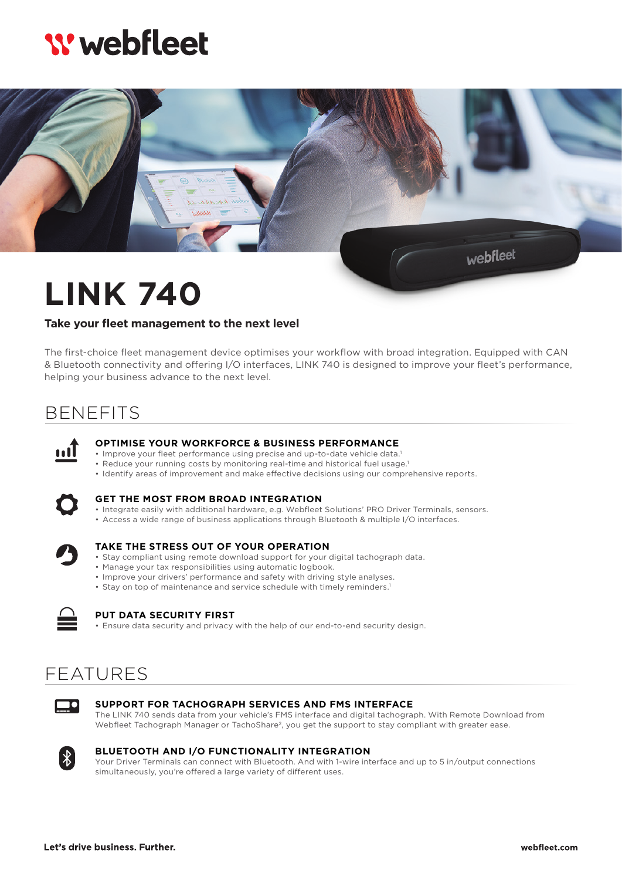# LINK 740

**Take your fleet management to the next level**

The first-choice fleet management device optimises your workflow with broad integration. Equipped with CAN & Bluetooth connectivity and offering I/O interfaces, LINK 740 is designed to improve your fleet's performance, helping your business advance to the next level.

## BENEFITS

### OPTIMISE YOUR WORKFORCE & BUSINESS PERFORMANCE

- Improve your fleet performance using precise and up-to-date vehicle data.[1]
- Reduce your running costs by monitoring real-time and historical fuel usage.[1]
- Identify areas of improvement and make effective decisions using our comprehensive reports.

### GET THE MOST FROM BROAD INTEGRATION

- Integrate easily with additional hardware, e.g. Webfleet Solutions' PRO Driver Terminals, sensors.
- Access a wide range of business applications through Bluetooth & multiple I/O interfaces.

### TAKE THE STRESS OUT OF YOUR OPERATION

- Stay compliant using remote download support for your digital tachograph data.
- Manage your tax responsibilities using automatic logbook.
- Improve your drivers' performance and safety with driving style analyses.
- Stay on top of maintenance and service schedule with timely reminders.[1]

### PUT DATA SECURITY FIRST

- Ensure data security and privacy with the help of our end-to-end security design.

## FEATURES

### SUPPORT FOR TACHOGRAPH SERVICES AND FMS INTERFACE

The LINK 740 sends data from your vehicle's FMS interface and digital tachograph. With Remote Download from Webfleet Tachograph Manager or TachoShare[2], you get the support to stay compliant with greater ease.

### BLUETOOTH AND I/O FUNCTIONALITY INTEGRATION

Your Driver Terminals can connect with Bluetooth. And with 1-wire interface and up to 5 in/output connections simultaneously, you're offered a large variety of different uses.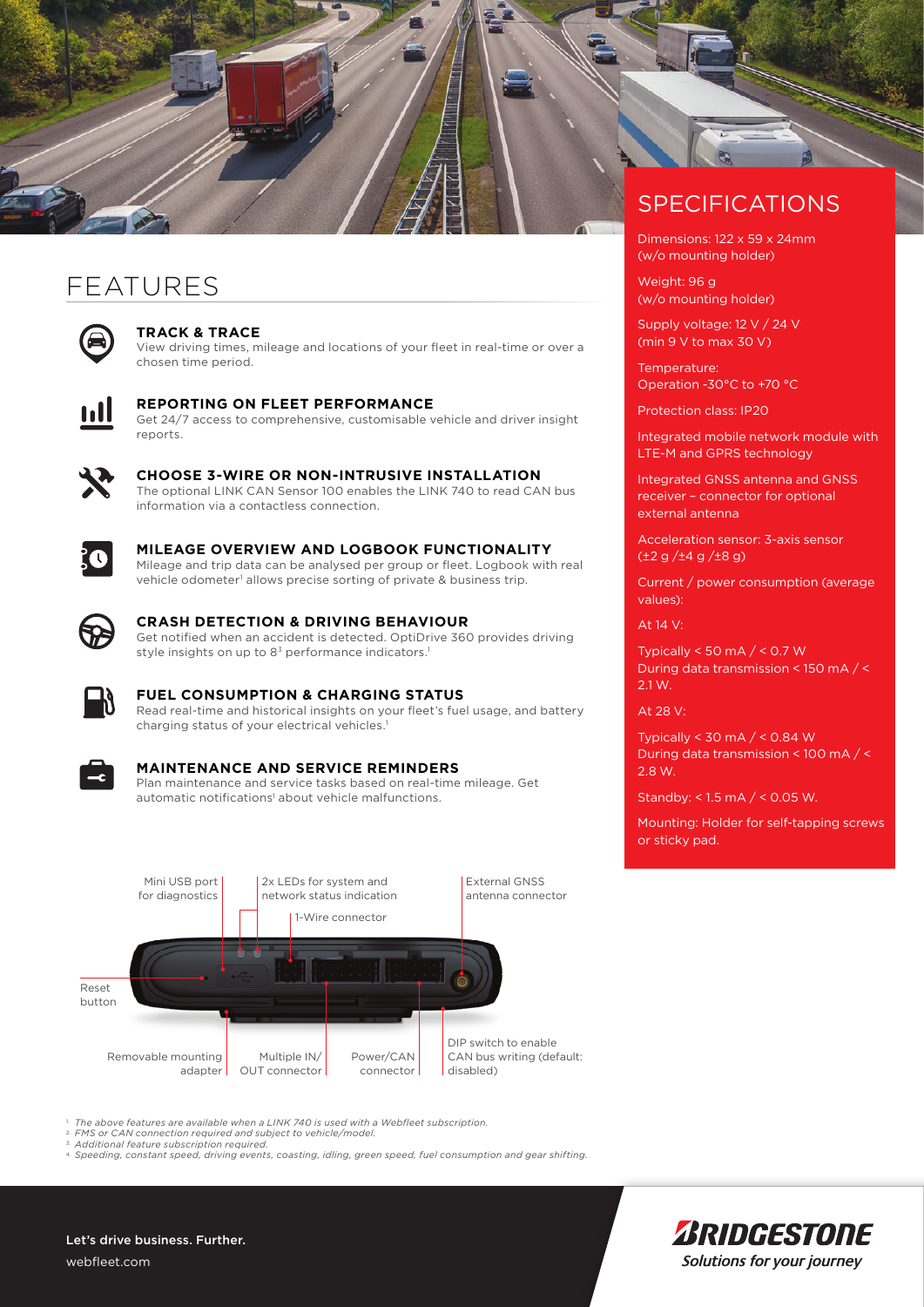# FEATURES

### TRACK & TRACE

View driving times, mileage and locations of your fleet in real-time or over a chosen time period.

### REPORTING ON FLEET PERFORMANCE

Get 24/7 access to comprehensive, customisable vehicle and driver insight reports.

### CHOOSE 3-WIRE OR NON-INTRUSIVE INSTALLATION

The optional LINK CAN Sensor 100 enables the LINK 740 to read CAN bus information via a contactless connection.

### MILEAGE OVERVIEW AND LOGBOOK FUNCTIONALITY

Mileage and trip data can be analysed per group or fleet. Logbook with real vehicle odometer[1] allows precise sorting of private & business trip.

### CRASH DETECTION & DRIVING BEHAVIOUR

Get notified when an accident is detected. OptiDrive 360 provides driving style insights on up to 8[3] performance indicators.[1]

### FUEL CONSUMPTION & CHARGING STATUS

Read real-time and historical insights on your fleet's fuel usage, and battery charging status of your electrical vehicles.[1]

### MAINTENANCE AND SERVICE REMINDERS

Plan maintenance and service tasks based on real-time mileage. Get automatic notifications[1] about vehicle malfunctions.

Mini USB port for diagnostics

2x LEDs for system and network status indication

1-Wire connector

External GNSS antenna connector

Reset button

Removable mounting adapter

Multiple IN/OUT connector

Power/CAN connector

DIP switch to enable CAN bus writing (default: disabled)

# SPECIFICATIONS

Dimensions: 122 x 59 x 24mm (w/o mounting holder)

Weight: 96 g (w/o mounting holder)

Supply voltage: 12 V / 24 V (min 9 V to max 30 V)

Temperature: Operation -30°C to +70 °C

Protection class: IP20

Integrated mobile network module with LTE-M and GPRS technology

Integrated GNSS antenna and GNSS receiver – connector for optional external antenna

Acceleration sensor: 3-axis sensor (±2 g /±4 g /±8 g)

Current / power consumption (average values):

At 14 V:

Typically < 50 mA / < 0.7 W
During data transmission < 150 mA / < 2.1 W.

At 28 V:

Typically < 30 mA / < 0.84 W
During data transmission < 100 mA / < 2.8 W.

Standby: < 1.5 mA / < 0.05 W.

Mounting: Holder for self-tapping screws or sticky pad.

---

1. *The above features are available when a LINK 740 is used with a Webfleet subscription.*
2. *FMS or CAN connection required and subject to vehicle/model.*
3. *Additional feature subscription required.*
4. *Speeding, constant speed, driving events, coasting, idling, green speed, fuel consumption and gear shifting.*

**Let's drive business. Further.**
webfleet.com

BRIDGESTONE
*Solutions for your journey*